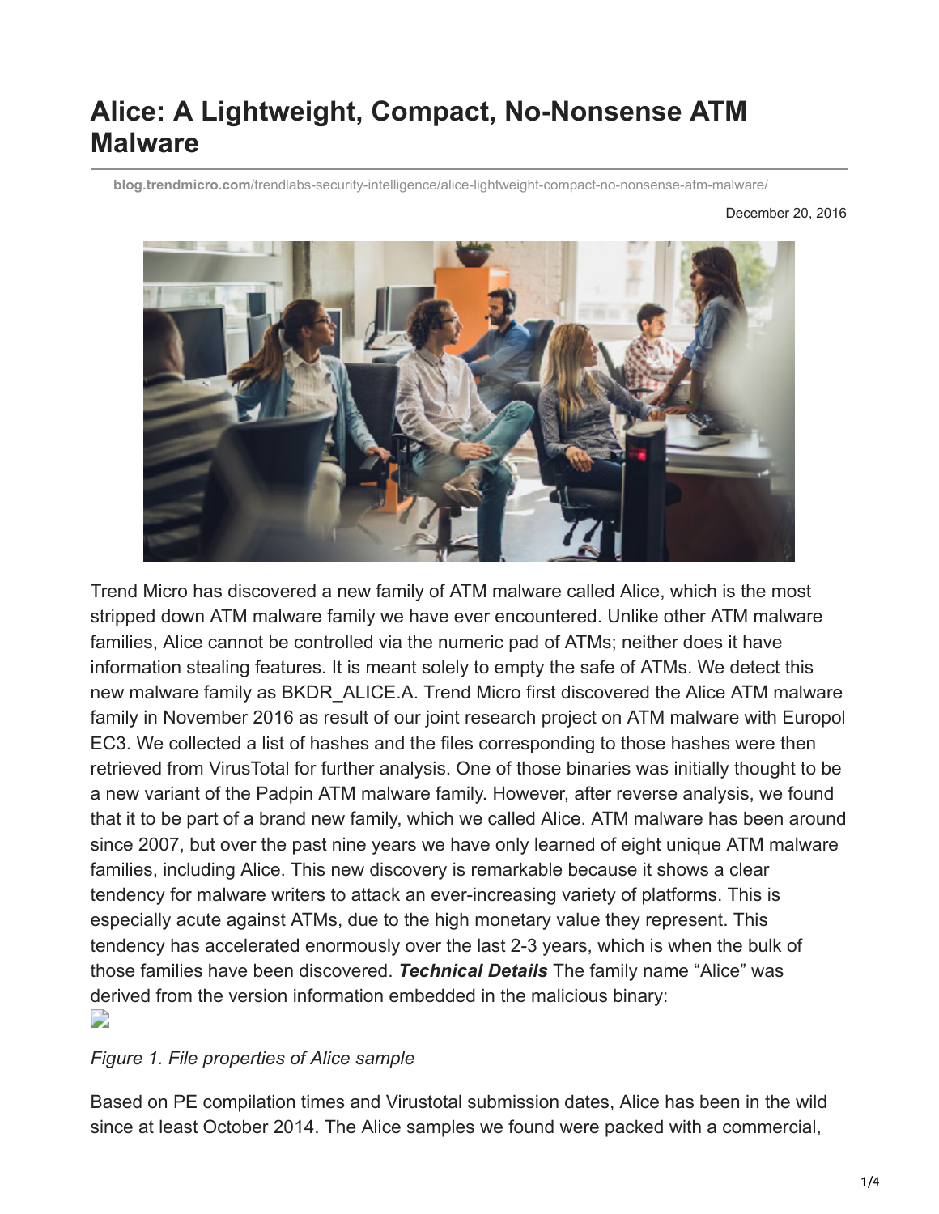# Alice: A Lightweight, Compact, No-Nonsense ATM Malware

blog.trendmicro.com/trendlabs-security-intelligence/alice-lightweight-compact-no-nonsense-atm-malware/

December 20, 2016

Trend Micro has discovered a new family of ATM malware called Alice, which is the most stripped down ATM malware family we have ever encountered. Unlike other ATM malware families, Alice cannot be controlled via the numeric pad of ATMs; neither does it have information stealing features. It is meant solely to empty the safe of ATMs. We detect this new malware family as BKDR_ALICE.A. Trend Micro first discovered the Alice ATM malware family in November 2016 as result of our joint research project on ATM malware with Europol EC3. We collected a list of hashes and the files corresponding to those hashes were then retrieved from VirusTotal for further analysis. One of those binaries was initially thought to be a new variant of the Padpin ATM malware family. However, after reverse analysis, we found that it to be part of a brand new family, which we called Alice. ATM malware has been around since 2007, but over the past nine years we have only learned of eight unique ATM malware families, including Alice. This new discovery is remarkable because it shows a clear tendency for malware writers to attack an ever-increasing variety of platforms. This is especially acute against ATMs, due to the high monetary value they represent. This tendency has accelerated enormously over the last 2-3 years, which is when the bulk of those families have been discovered. ***Technical Details*** The family name "Alice" was derived from the version information embedded in the malicious binary:

*Figure 1. File properties of Alice sample*

Based on PE compilation times and Virustotal submission dates, Alice has been in the wild since at least October 2014. The Alice samples we found were packed with a commercial,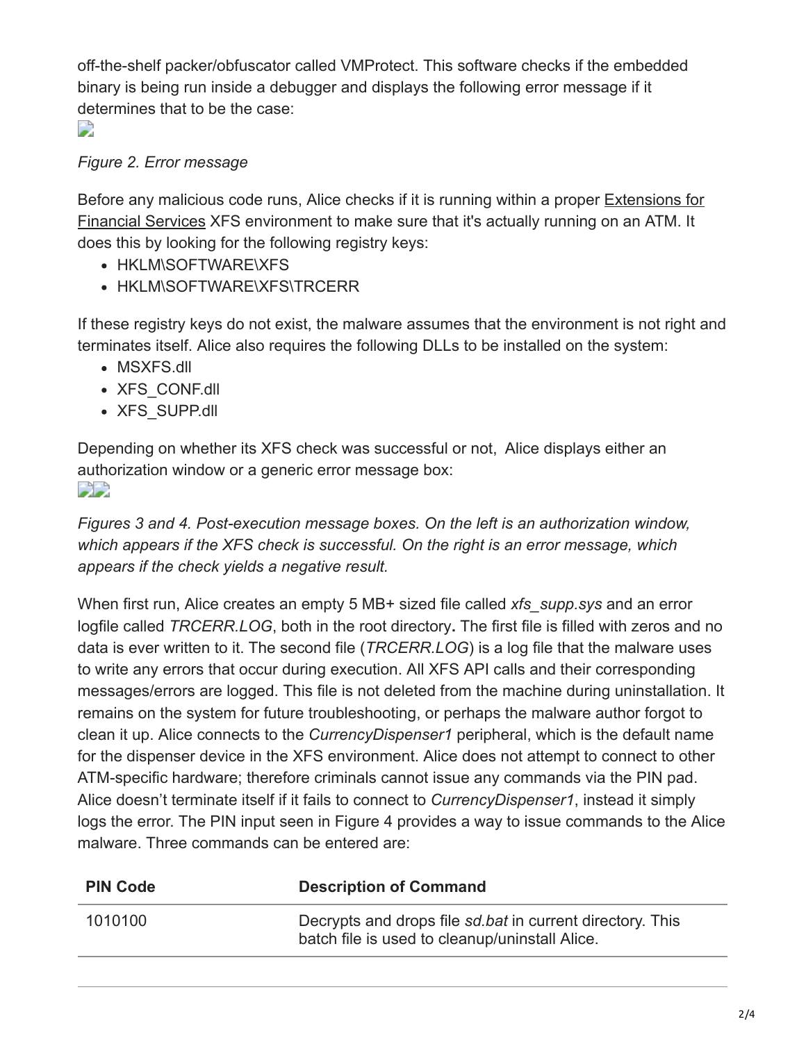off-the-shelf packer/obfuscator called VMProtect. This software checks if the embedded binary is being run inside a debugger and displays the following error message if it determines that to be the case:

*Figure 2. Error message*

Before any malicious code runs, Alice checks if it is running within a proper Extensions for Financial Services XFS environment to make sure that it's actually running on an ATM. It does this by looking for the following registry keys:

- HKLM\SOFTWARE\XFS
- HKLM\SOFTWARE\XFS\TRCERR

If these registry keys do not exist, the malware assumes that the environment is not right and terminates itself. Alice also requires the following DLLs to be installed on the system:

- MSXFS.dll
- XFS_CONF.dll
- XFS_SUPP.dll

Depending on whether its XFS check was successful or not, Alice displays either an authorization window or a generic error message box:

*Figures 3 and 4. Post-execution message boxes. On the left is an authorization window, which appears if the XFS check is successful. On the right is an error message, which appears if the check yields a negative result.*

When first run, Alice creates an empty 5 MB+ sized file called *xfs_supp.sys* and an error logfile called *TRCERR.LOG*, both in the root directory**.** The first file is filled with zeros and no data is ever written to it. The second file (*TRCERR.LOG*) is a log file that the malware uses to write any errors that occur during execution. All XFS API calls and their corresponding messages/errors are logged. This file is not deleted from the machine during uninstallation. It remains on the system for future troubleshooting, or perhaps the malware author forgot to clean it up. Alice connects to the *CurrencyDispenser1* peripheral, which is the default name for the dispenser device in the XFS environment. Alice does not attempt to connect to other ATM-specific hardware; therefore criminals cannot issue any commands via the PIN pad. Alice doesn't terminate itself if it fails to connect to *CurrencyDispenser1*, instead it simply logs the error. The PIN input seen in Figure 4 provides a way to issue commands to the Alice malware. Three commands can be entered are:

| PIN Code | Description of Command |
| --- | --- |
| 1010100 | Decrypts and drops file *sd.bat* in current directory. This batch file is used to cleanup/uninstall Alice. |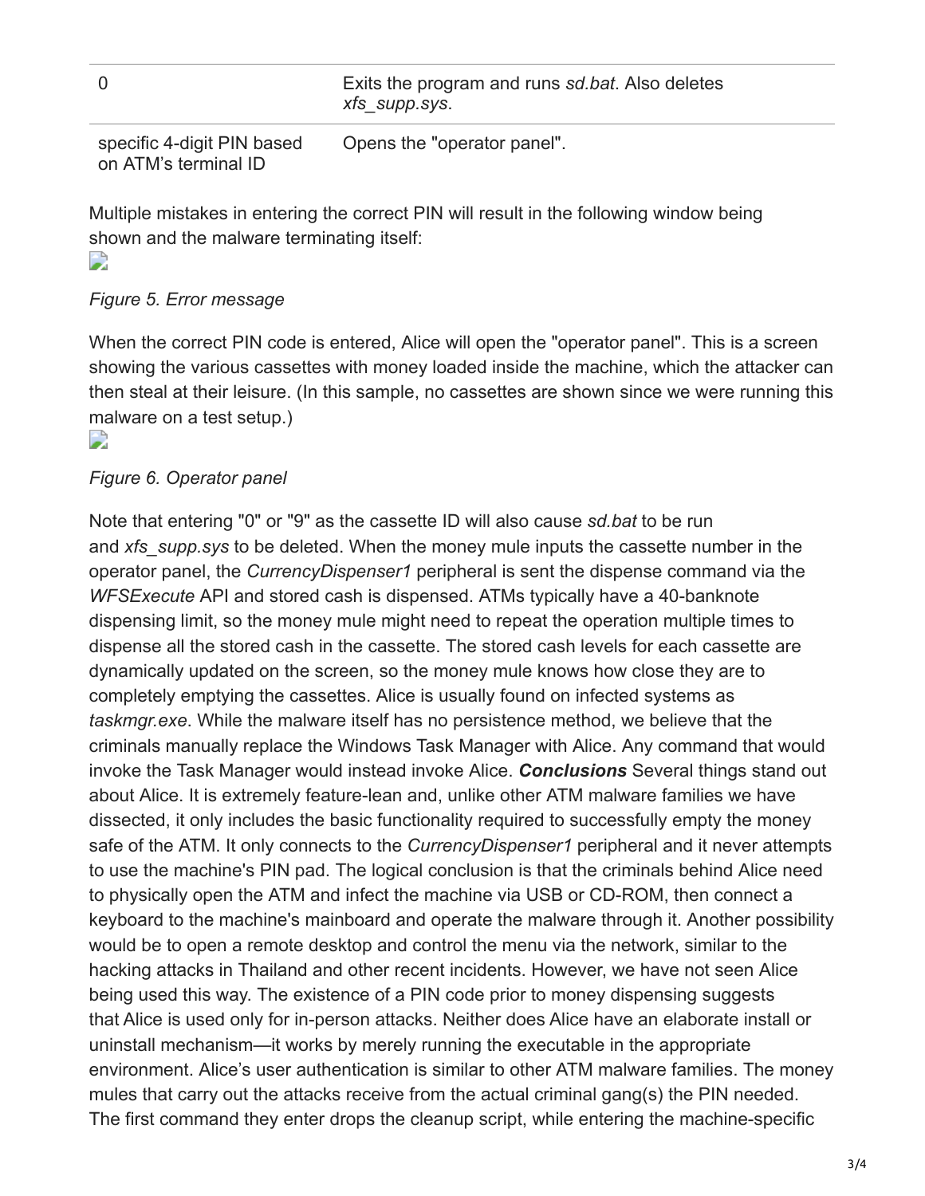| | |
|---|---|
| 0 | Exits the program and runs *sd.bat*. Also deletes *xfs_supp.sys*. |
| specific 4-digit PIN based on ATM's terminal ID | Opens the "operator panel". |

Multiple mistakes in entering the correct PIN will result in the following window being shown and the malware terminating itself:

*Figure 5. Error message*

When the correct PIN code is entered, Alice will open the "operator panel". This is a screen showing the various cassettes with money loaded inside the machine, which the attacker can then steal at their leisure. (In this sample, no cassettes are shown since we were running this malware on a test setup.)

*Figure 6. Operator panel*

Note that entering "0" or "9" as the cassette ID will also cause *sd.bat* to be run and *xfs_supp.sys* to be deleted. When the money mule inputs the cassette number in the operator panel, the *CurrencyDispenser1* peripheral is sent the dispense command via the *WFSExecute* API and stored cash is dispensed. ATMs typically have a 40-banknote dispensing limit, so the money mule might need to repeat the operation multiple times to dispense all the stored cash in the cassette. The stored cash levels for each cassette are dynamically updated on the screen, so the money mule knows how close they are to completely emptying the cassettes. Alice is usually found on infected systems as *taskmgr.exe*. While the malware itself has no persistence method, we believe that the criminals manually replace the Windows Task Manager with Alice. Any command that would invoke the Task Manager would instead invoke Alice. ***Conclusions*** Several things stand out about Alice. It is extremely feature-lean and, unlike other ATM malware families we have dissected, it only includes the basic functionality required to successfully empty the money safe of the ATM. It only connects to the *CurrencyDispenser1* peripheral and it never attempts to use the machine's PIN pad. The logical conclusion is that the criminals behind Alice need to physically open the ATM and infect the machine via USB or CD-ROM, then connect a keyboard to the machine's mainboard and operate the malware through it. Another possibility would be to open a remote desktop and control the menu via the network, similar to the hacking attacks in Thailand and other recent incidents. However, we have not seen Alice being used this way. The existence of a PIN code prior to money dispensing suggests that Alice is used only for in-person attacks. Neither does Alice have an elaborate install or uninstall mechanism—it works by merely running the executable in the appropriate environment. Alice's user authentication is similar to other ATM malware families. The money mules that carry out the attacks receive from the actual criminal gang(s) the PIN needed. The first command they enter drops the cleanup script, while entering the machine-specific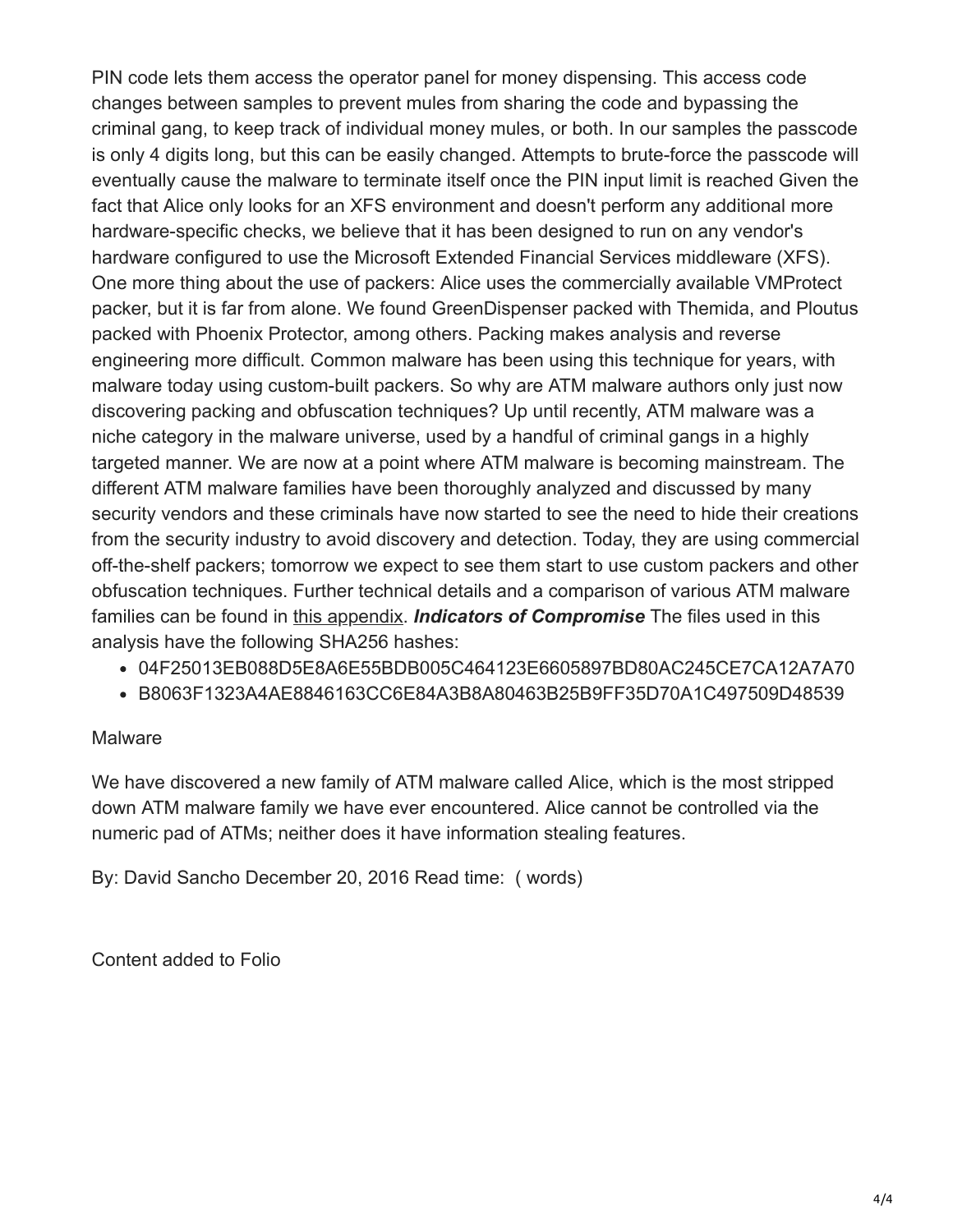PIN code lets them access the operator panel for money dispensing. This access code changes between samples to prevent mules from sharing the code and bypassing the criminal gang, to keep track of individual money mules, or both. In our samples the passcode is only 4 digits long, but this can be easily changed. Attempts to brute-force the passcode will eventually cause the malware to terminate itself once the PIN input limit is reached Given the fact that Alice only looks for an XFS environment and doesn't perform any additional more hardware-specific checks, we believe that it has been designed to run on any vendor's hardware configured to use the Microsoft Extended Financial Services middleware (XFS). One more thing about the use of packers: Alice uses the commercially available VMProtect packer, but it is far from alone. We found GreenDispenser packed with Themida, and Ploutus packed with Phoenix Protector, among others. Packing makes analysis and reverse engineering more difficult. Common malware has been using this technique for years, with malware today using custom-built packers. So why are ATM malware authors only just now discovering packing and obfuscation techniques? Up until recently, ATM malware was a niche category in the malware universe, used by a handful of criminal gangs in a highly targeted manner. We are now at a point where ATM malware is becoming mainstream. The different ATM malware families have been thoroughly analyzed and discussed by many security vendors and these criminals have now started to see the need to hide their creations from the security industry to avoid discovery and detection. Today, they are using commercial off-the-shelf packers; tomorrow we expect to see them start to use custom packers and other obfuscation techniques. Further technical details and a comparison of various ATM malware families can be found in this appendix. ***Indicators of Compromise*** The files used in this analysis have the following SHA256 hashes:

- 04F25013EB088D5E8A6E55BDB005C464123E6605897BD80AC245CE7CA12A7A70
- B8063F1323A4AE8846163CC6E84A3B8A80463B25B9FF35D70A1C497509D48539

Malware

We have discovered a new family of ATM malware called Alice, which is the most stripped down ATM malware family we have ever encountered. Alice cannot be controlled via the numeric pad of ATMs; neither does it have information stealing features.

By: David Sancho December 20, 2016 Read time: ( words)

Content added to Folio